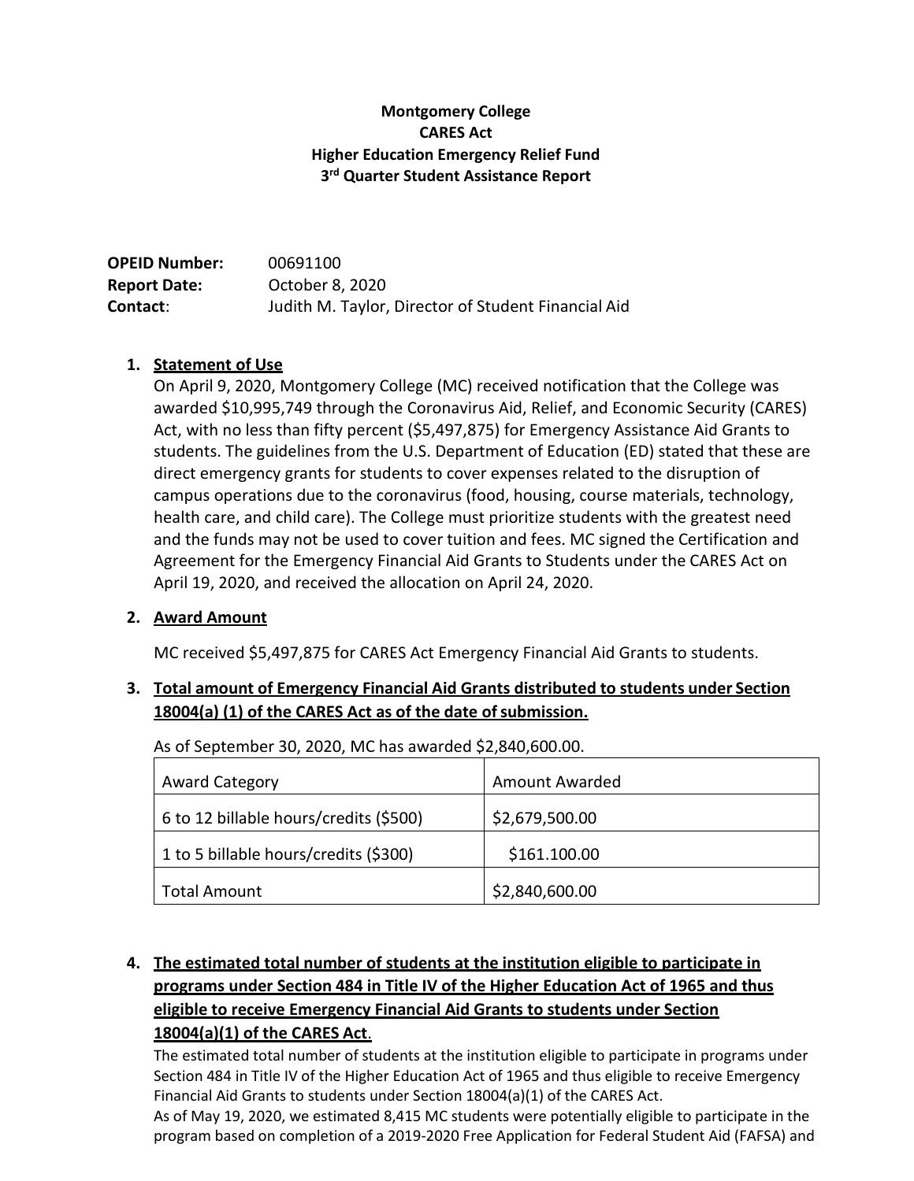**Montgomery College**
**CARES Act**
**Higher Education Emergency Relief Fund**
**3rd Quarter Student Assistance Report**

**OPEID Number:** 00691100
**Report Date:** October 8, 2020
**Contact**: Judith M. Taylor, Director of Student Financial Aid

1. **Statement of Use**

   On April 9, 2020, Montgomery College (MC) received notification that the College was awarded $10,995,749 through the Coronavirus Aid, Relief, and Economic Security (CARES) Act, with no less than fifty percent ($5,497,875) for Emergency Assistance Aid Grants to students. The guidelines from the U.S. Department of Education (ED) stated that these are direct emergency grants for students to cover expenses related to the disruption of campus operations due to the coronavirus (food, housing, course materials, technology, health care, and child care). The College must prioritize students with the greatest need and the funds may not be used to cover tuition and fees. MC signed the Certification and Agreement for the Emergency Financial Aid Grants to Students under the CARES Act on April 19, 2020, and received the allocation on April 24, 2020.

2. **Award Amount**

   MC received $5,497,875 for CARES Act Emergency Financial Aid Grants to students.

3. **Total amount of Emergency Financial Aid Grants distributed to students under Section 18004(a) (1) of the CARES Act as of the date of submission.**

   As of September 30, 2020, MC has awarded $2,840,600.00.

| Award Category | Amount Awarded |
|---|---|
| 6 to 12 billable hours/credits ($500) | $2,679,500.00 |
| 1 to 5 billable hours/credits ($300) | $161.100.00 |
| Total Amount | $2,840,600.00 |

4. **The estimated total number of students at the institution eligible to participate in programs under Section 484 in Title IV of the Higher Education Act of 1965 and thus eligible to receive Emergency Financial Aid Grants to students under Section 18004(a)(1) of the CARES Act.**

   The estimated total number of students at the institution eligible to participate in programs under Section 484 in Title IV of the Higher Education Act of 1965 and thus eligible to receive Emergency Financial Aid Grants to students under Section 18004(a)(1) of the CARES Act.

   As of May 19, 2020, we estimated 8,415 MC students were potentially eligible to participate in the program based on completion of a 2019-2020 Free Application for Federal Student Aid (FAFSA) and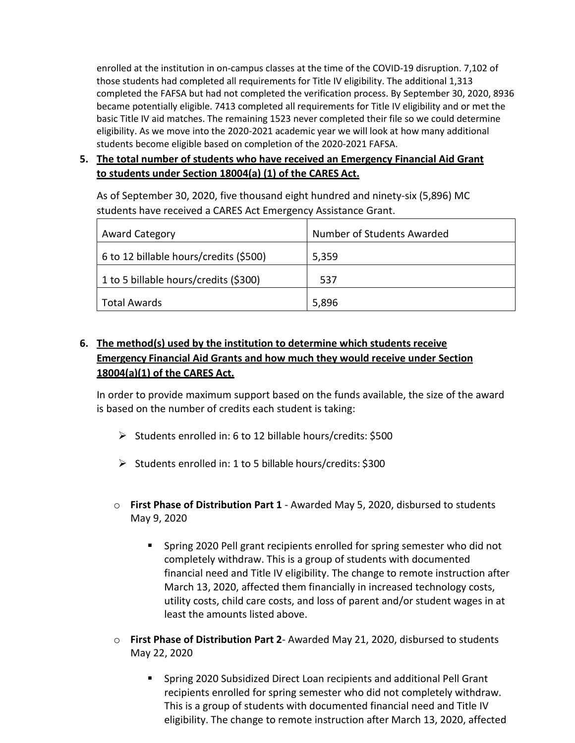enrolled at the institution in on-campus classes at the time of the COVID-19 disruption. 7,102 of those students had completed all requirements for Title IV eligibility. The additional 1,313 completed the FAFSA but had not completed the verification process. By September 30, 2020, 8936 became potentially eligible. 7413 completed all requirements for Title IV eligibility and or met the basic Title IV aid matches. The remaining 1523 never completed their file so we could determine eligibility. As we move into the 2020-2021 academic year we will look at how many additional students become eligible based on completion of the 2020-2021 FAFSA.

5. **The total number of students who have received an Emergency Financial Aid Grant to students under Section 18004(a) (1) of the CARES Act.**

   As of September 30, 2020, five thousand eight hundred and ninety-six (5,896) MC students have received a CARES Act Emergency Assistance Grant.

| Award Category | Number of Students Awarded |
|---|---|
| 6 to 12 billable hours/credits ($500) | 5,359 |
| 1 to 5 billable hours/credits ($300) | 537 |
| Total Awards | 5,896 |

6. **The method(s) used by the institution to determine which students receive Emergency Financial Aid Grants and how much they would receive under Section 18004(a)(1) of the CARES Act.**

   In order to provide maximum support based on the funds available, the size of the award is based on the number of credits each student is taking:

   - Students enrolled in: 6 to 12 billable hours/credits: $500
   - Students enrolled in: 1 to 5 billable hours/credits: $300

   - **First Phase of Distribution Part 1** - Awarded May 5, 2020, disbursed to students May 9, 2020
     - Spring 2020 Pell grant recipients enrolled for spring semester who did not completely withdraw. This is a group of students with documented financial need and Title IV eligibility. The change to remote instruction after March 13, 2020, affected them financially in increased technology costs, utility costs, child care costs, and loss of parent and/or student wages in at least the amounts listed above.
   - **First Phase of Distribution Part 2**- Awarded May 21, 2020, disbursed to students May 22, 2020
     - Spring 2020 Subsidized Direct Loan recipients and additional Pell Grant recipients enrolled for spring semester who did not completely withdraw. This is a group of students with documented financial need and Title IV eligibility. The change to remote instruction after March 13, 2020, affected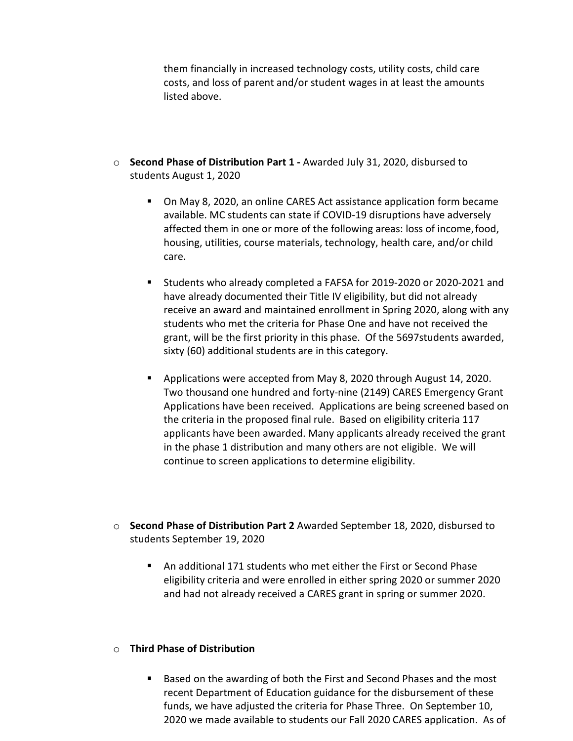them financially in increased technology costs, utility costs, child care costs, and loss of parent and/or student wages in at least the amounts listed above.

- **Second Phase of Distribution Part 1 -** Awarded July 31, 2020, disbursed to students August 1, 2020

  - On May 8, 2020, an online CARES Act assistance application form became available. MC students can state if COVID-19 disruptions have adversely affected them in one or more of the following areas: loss of income, food, housing, utilities, course materials, technology, health care, and/or child care.

  - Students who already completed a FAFSA for 2019-2020 or 2020-2021 and have already documented their Title IV eligibility, but did not already receive an award and maintained enrollment in Spring 2020, along with any students who met the criteria for Phase One and have not received the grant, will be the first priority in this phase. Of the 5697students awarded, sixty (60) additional students are in this category.

  - Applications were accepted from May 8, 2020 through August 14, 2020. Two thousand one hundred and forty-nine (2149) CARES Emergency Grant Applications have been received. Applications are being screened based on the criteria in the proposed final rule. Based on eligibility criteria 117 applicants have been awarded. Many applicants already received the grant in the phase 1 distribution and many others are not eligible. We will continue to screen applications to determine eligibility.

- **Second Phase of Distribution Part 2** Awarded September 18, 2020, disbursed to students September 19, 2020

  - An additional 171 students who met either the First or Second Phase eligibility criteria and were enrolled in either spring 2020 or summer 2020 and had not already received a CARES grant in spring or summer 2020.

- **Third Phase of Distribution**

  - Based on the awarding of both the First and Second Phases and the most recent Department of Education guidance for the disbursement of these funds, we have adjusted the criteria for Phase Three. On September 10, 2020 we made available to students our Fall 2020 CARES application. As of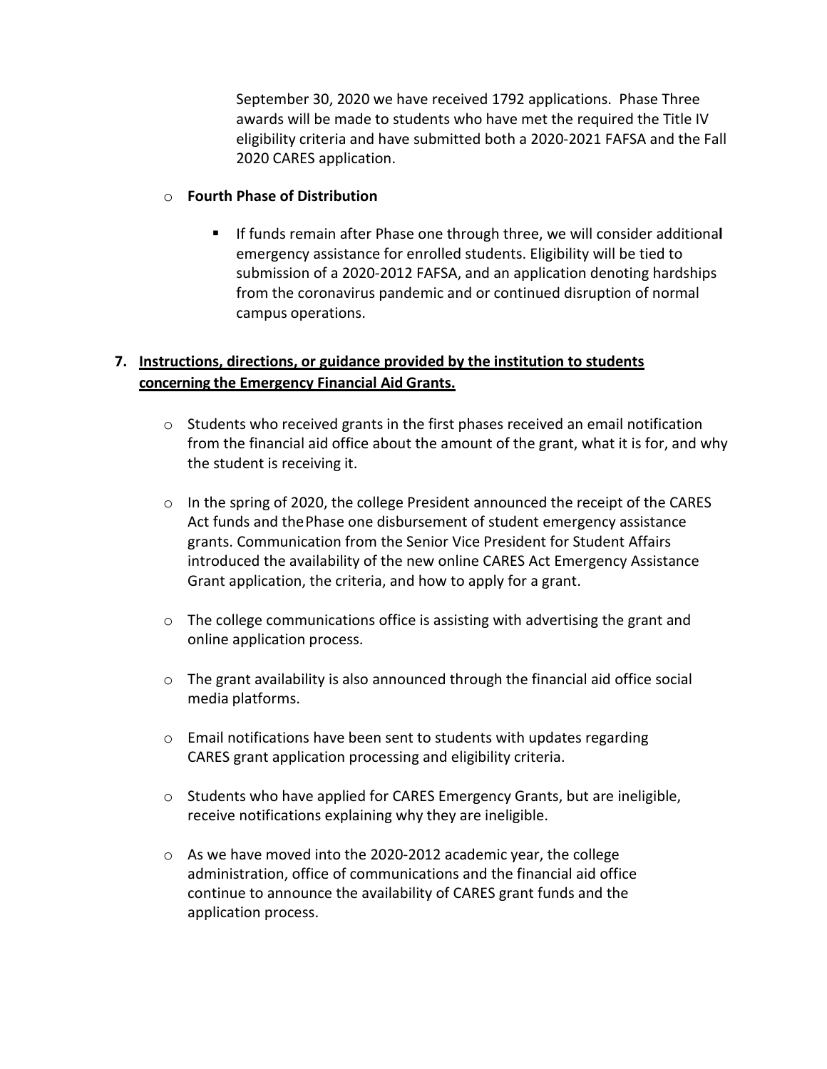September 30, 2020 we have received 1792 applications. Phase Three awards will be made to students who have met the required the Title IV eligibility criteria and have submitted both a 2020-2021 FAFSA and the Fall 2020 CARES application.

- **Fourth Phase of Distribution**
  - If funds remain after Phase one through three, we will consider additional emergency assistance for enrolled students. Eligibility will be tied to submission of a 2020-2012 FAFSA, and an application denoting hardships from the coronavirus pandemic and or continued disruption of normal campus operations.

**7. <u>Instructions, directions, or guidance provided by the institution to students concerning the Emergency Financial Aid Grants.</u>**

- Students who received grants in the first phases received an email notification from the financial aid office about the amount of the grant, what it is for, and why the student is receiving it.
- In the spring of 2020, the college President announced the receipt of the CARES Act funds and the Phase one disbursement of student emergency assistance grants. Communication from the Senior Vice President for Student Affairs introduced the availability of the new online CARES Act Emergency Assistance Grant application, the criteria, and how to apply for a grant.
- The college communications office is assisting with advertising the grant and online application process.
- The grant availability is also announced through the financial aid office social media platforms.
- Email notifications have been sent to students with updates regarding CARES grant application processing and eligibility criteria.
- Students who have applied for CARES Emergency Grants, but are ineligible, receive notifications explaining why they are ineligible.
- As we have moved into the 2020-2012 academic year, the college administration, office of communications and the financial aid office continue to announce the availability of CARES grant funds and the application process.